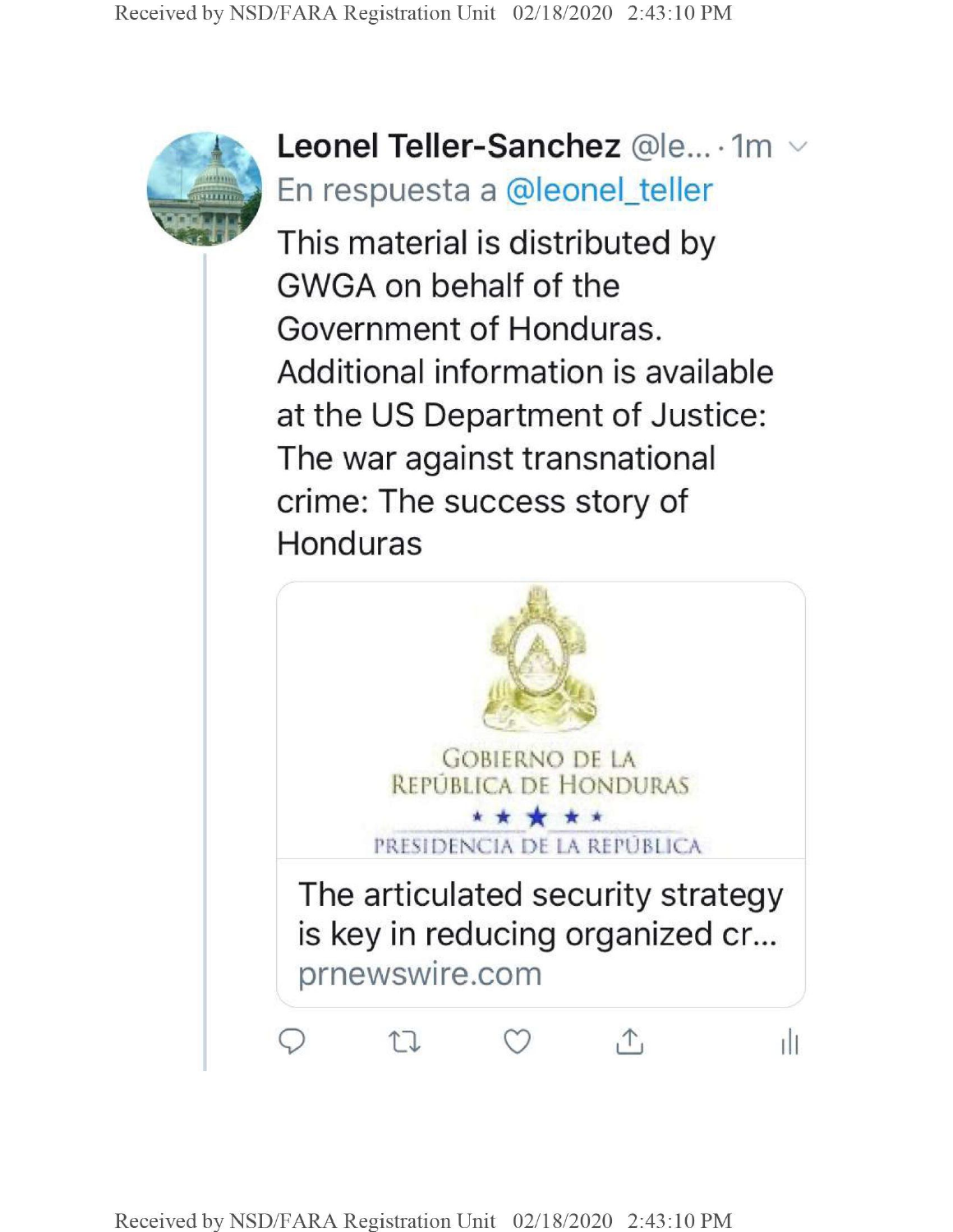**Leonel Teller-Sanchez** @le... · 1m

En respuesta a @leonel_teller

This material is distributed by GWGA on behalf of the Government of Honduras. Additional information is available at the US Department of Justice: The war against transnational crime: The success story of Honduras

GOBIERNO DE LA REPÚBLICA DE HONDURAS

PRESIDENCIA DE LA REPÚBLICA

The articulated security strategy is key in reducing organized cr...

prnewswire.com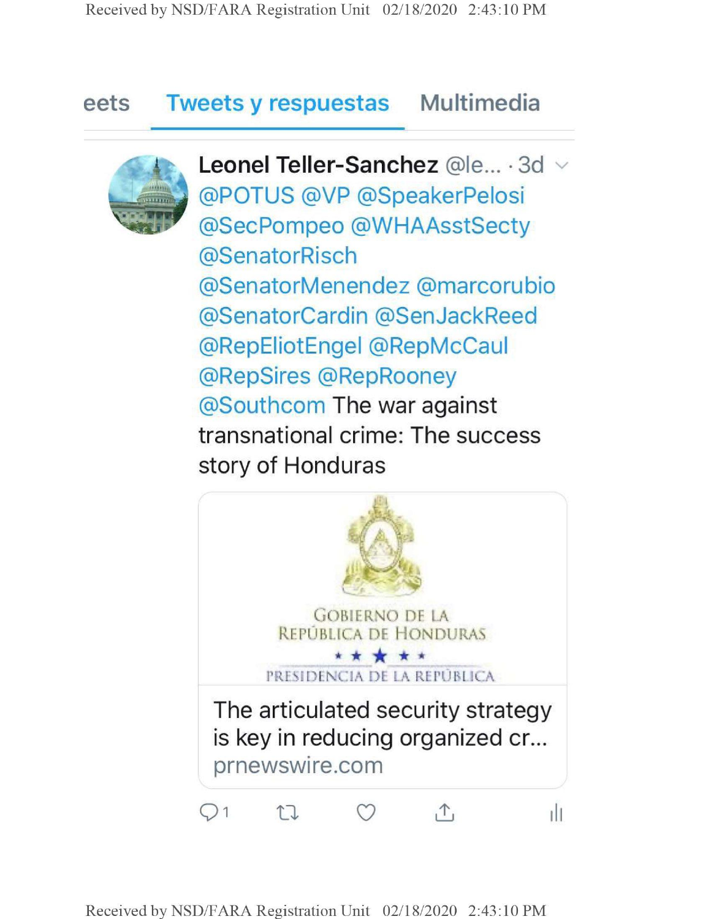eets **Tweets y respuestas** Multimedia

**Leonel Teller-Sanchez** @le... · 3d

@POTUS @VP @SpeakerPelosi @SecPompeo @WHAAsstSecty @SenatorRisch @SenatorMenendez @marcorubio @SenatorCardin @SenJackReed @RepEliotEngel @RepMcCaul @RepSires @RepRooney @Southcom The war against transnational crime: The success story of Honduras

GOBIERNO DE LA REPÚBLICA DE HONDURAS

PRESIDENCIA DE LA REPÚBLICA

The articulated security strategy is key in reducing organized cr...

prnewswire.com

1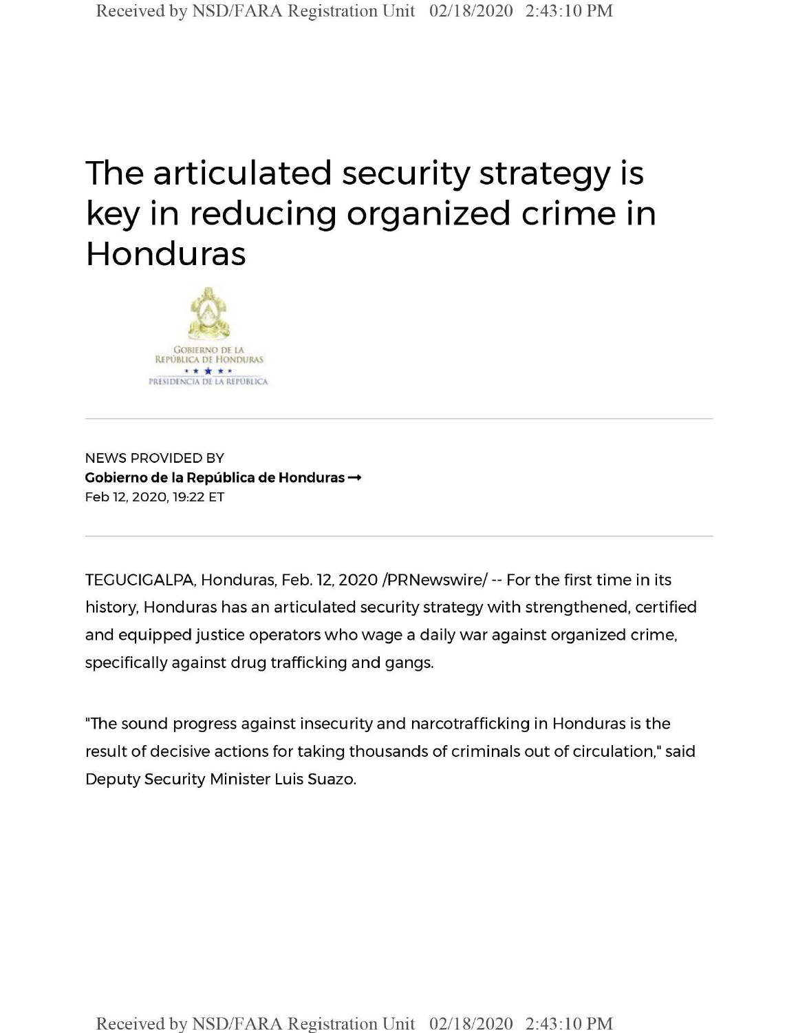# The articulated security strategy is key in reducing organized crime in Honduras

GOBIERNO DE LA REPÚBLICA DE HONDURAS

PRESIDENCIA DE LA REPÚBLICA

---

NEWS PROVIDED BY

**Gobierno de la República de Honduras →**

Feb 12, 2020, 19:22 ET

---

TEGUCIGALPA, Honduras, Feb. 12, 2020 /PRNewswire/ -- For the first time in its history, Honduras has an articulated security strategy with strengthened, certified and equipped justice operators who wage a daily war against organized crime, specifically against drug trafficking and gangs.

"The sound progress against insecurity and narcotrafficking in Honduras is the result of decisive actions for taking thousands of criminals out of circulation," said Deputy Security Minister Luis Suazo.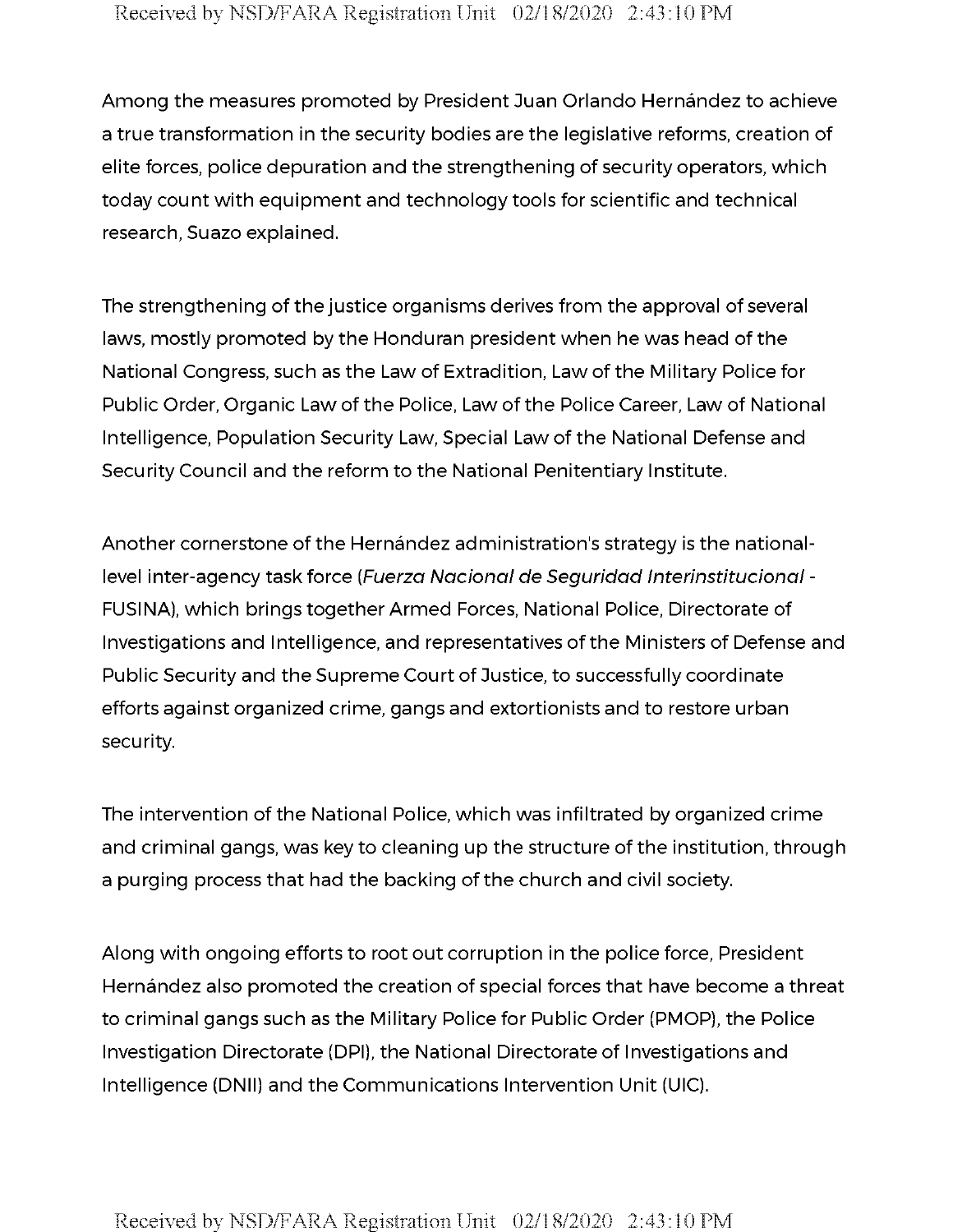Among the measures promoted by President Juan Orlando Hernández to achieve a true transformation in the security bodies are the legislative reforms, creation of elite forces, police depuration and the strengthening of security operators, which today count with equipment and technology tools for scientific and technical research, Suazo explained.

The strengthening of the justice organisms derives from the approval of several laws, mostly promoted by the Honduran president when he was head of the National Congress, such as the Law of Extradition, Law of the Military Police for Public Order, Organic Law of the Police, Law of the Police Career, Law of National Intelligence, Population Security Law, Special Law of the National Defense and Security Council and the reform to the National Penitentiary Institute.

Another cornerstone of the Hernández administration's strategy is the national-level inter-agency task force (*Fuerza Nacional de Seguridad Interinstitucional* - FUSINA), which brings together Armed Forces, National Police, Directorate of Investigations and Intelligence, and representatives of the Ministers of Defense and Public Security and the Supreme Court of Justice, to successfully coordinate efforts against organized crime, gangs and extortionists and to restore urban security.

The intervention of the National Police, which was infiltrated by organized crime and criminal gangs, was key to cleaning up the structure of the institution, through a purging process that had the backing of the church and civil society.

Along with ongoing efforts to root out corruption in the police force, President Hernández also promoted the creation of special forces that have become a threat to criminal gangs such as the Military Police for Public Order (PMOP), the Police Investigation Directorate (DPI), the National Directorate of Investigations and Intelligence (DNII) and the Communications Intervention Unit (UIC).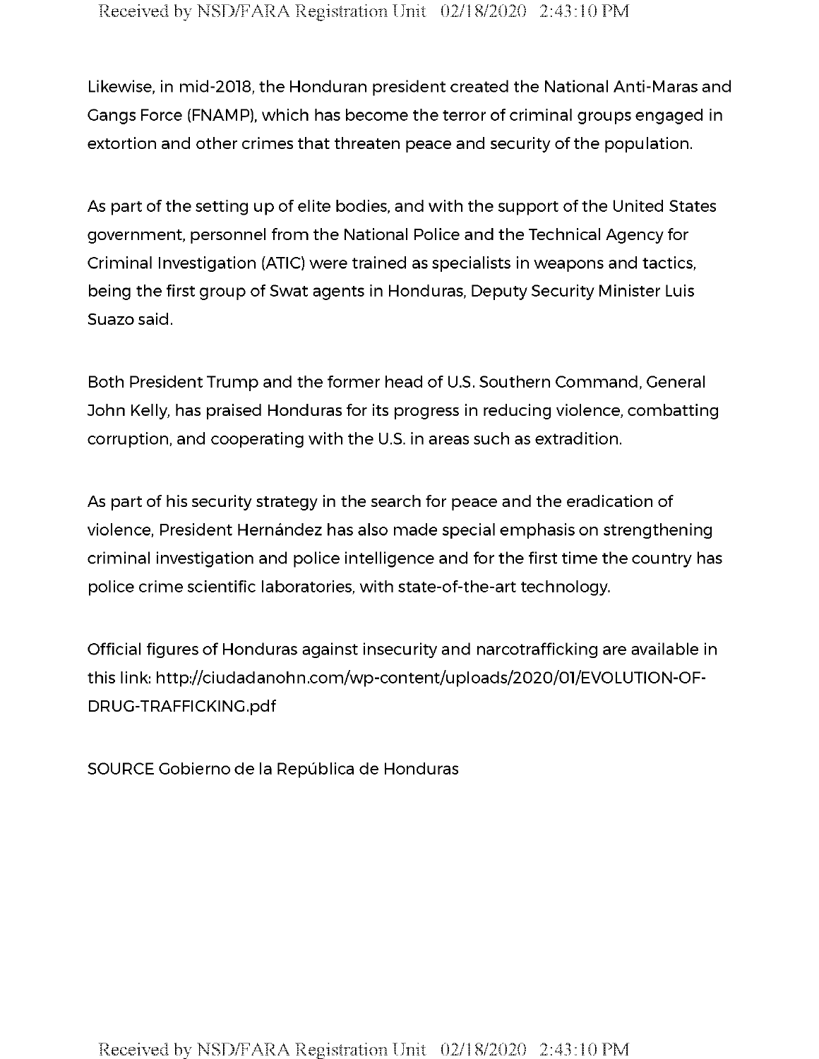Likewise, in mid-2018, the Honduran president created the National Anti-Maras and Gangs Force (FNAMP), which has become the terror of criminal groups engaged in extortion and other crimes that threaten peace and security of the population.

As part of the setting up of elite bodies, and with the support of the United States government, personnel from the National Police and the Technical Agency for Criminal Investigation (ATIC) were trained as specialists in weapons and tactics, being the first group of Swat agents in Honduras, Deputy Security Minister Luis Suazo said.

Both President Trump and the former head of U.S. Southern Command, General John Kelly, has praised Honduras for its progress in reducing violence, combatting corruption, and cooperating with the U.S. in areas such as extradition.

As part of his security strategy in the search for peace and the eradication of violence, President Hernández has also made special emphasis on strengthening criminal investigation and police intelligence and for the first time the country has police crime scientific laboratories, with state-of-the-art technology.

Official figures of Honduras against insecurity and narcotrafficking are available in this link: http://ciudadanohn.com/wp-content/uploads/2020/01/EVOLUTION-OF-DRUG-TRAFFICKING.pdf

SOURCE Gobierno de la República de Honduras